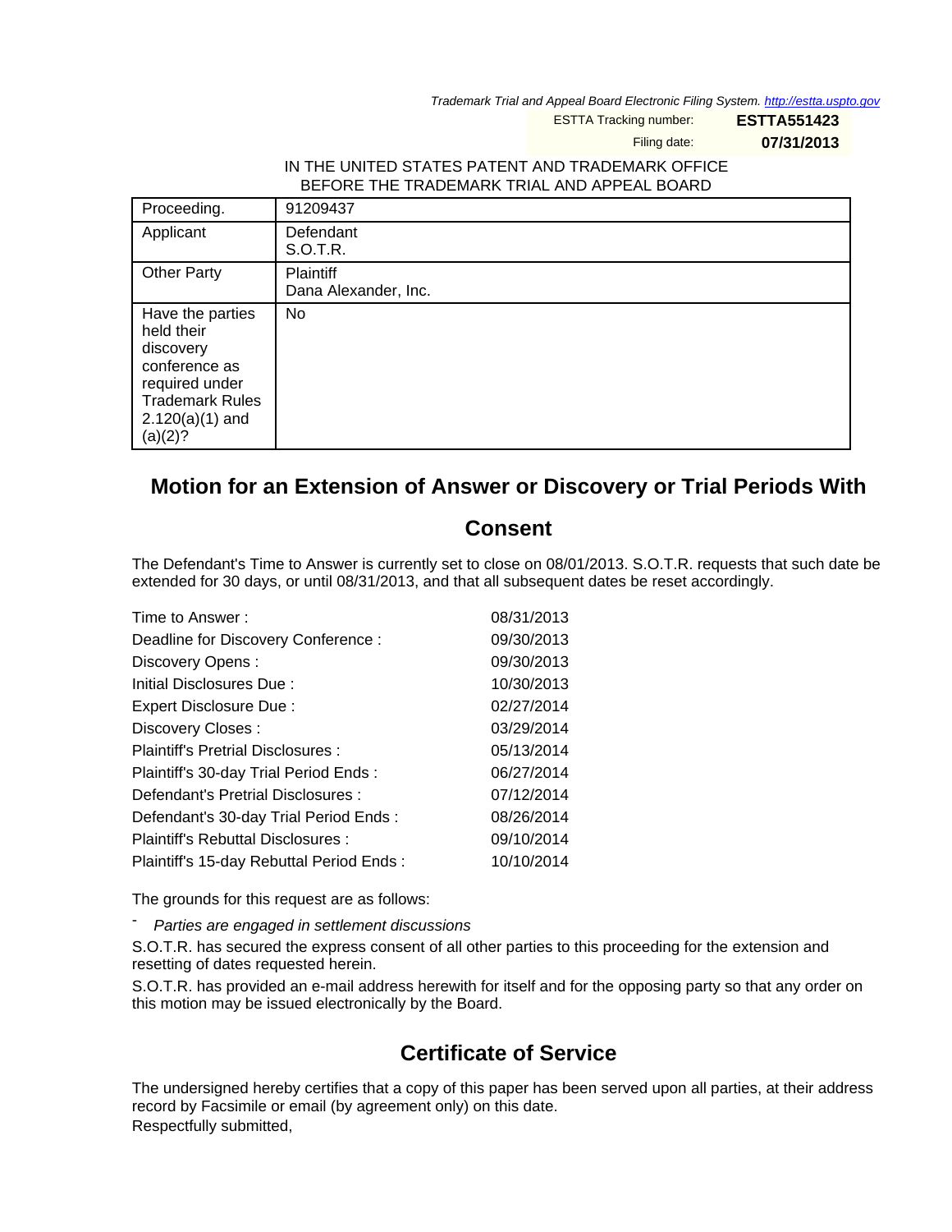Trademark Trial and Appeal Board Electronic Filing System. http://estta.uspto.gov

ESTTA Tracking number: **ESTTA551423**

Filing date: **07/31/2013**

IN THE UNITED STATES PATENT AND TRADEMARK OFFICE
BEFORE THE TRADEMARK TRIAL AND APPEAL BOARD

| Proceeding. | 91209437 |
|---|---|
| Applicant | Defendant<br>S.O.T.R. |
| Other Party | Plaintiff<br>Dana Alexander, Inc. |
| Have the parties held their discovery conference as required under Trademark Rules 2.120(a)(1) and (a)(2)? | No |

# Motion for an Extension of Answer or Discovery or Trial Periods With Consent

The Defendant's Time to Answer is currently set to close on 08/01/2013. S.O.T.R. requests that such date be extended for 30 days, or until 08/31/2013, and that all subsequent dates be reset accordingly.

| | |
|---|---|
| Time to Answer : | 08/31/2013 |
| Deadline for Discovery Conference : | 09/30/2013 |
| Discovery Opens : | 09/30/2013 |
| Initial Disclosures Due : | 10/30/2013 |
| Expert Disclosure Due : | 02/27/2014 |
| Discovery Closes : | 03/29/2014 |
| Plaintiff's Pretrial Disclosures : | 05/13/2014 |
| Plaintiff's 30-day Trial Period Ends : | 06/27/2014 |
| Defendant's Pretrial Disclosures : | 07/12/2014 |
| Defendant's 30-day Trial Period Ends : | 08/26/2014 |
| Plaintiff's Rebuttal Disclosures : | 09/10/2014 |
| Plaintiff's 15-day Rebuttal Period Ends : | 10/10/2014 |

The grounds for this request are as follows:

- *Parties are engaged in settlement discussions*

S.O.T.R. has secured the express consent of all other parties to this proceeding for the extension and resetting of dates requested herein.

S.O.T.R. has provided an e-mail address herewith for itself and for the opposing party so that any order on this motion may be issued electronically by the Board.

## Certificate of Service

The undersigned hereby certifies that a copy of this paper has been served upon all parties, at their address record by Facsimile or email (by agreement only) on this date.

Respectfully submitted,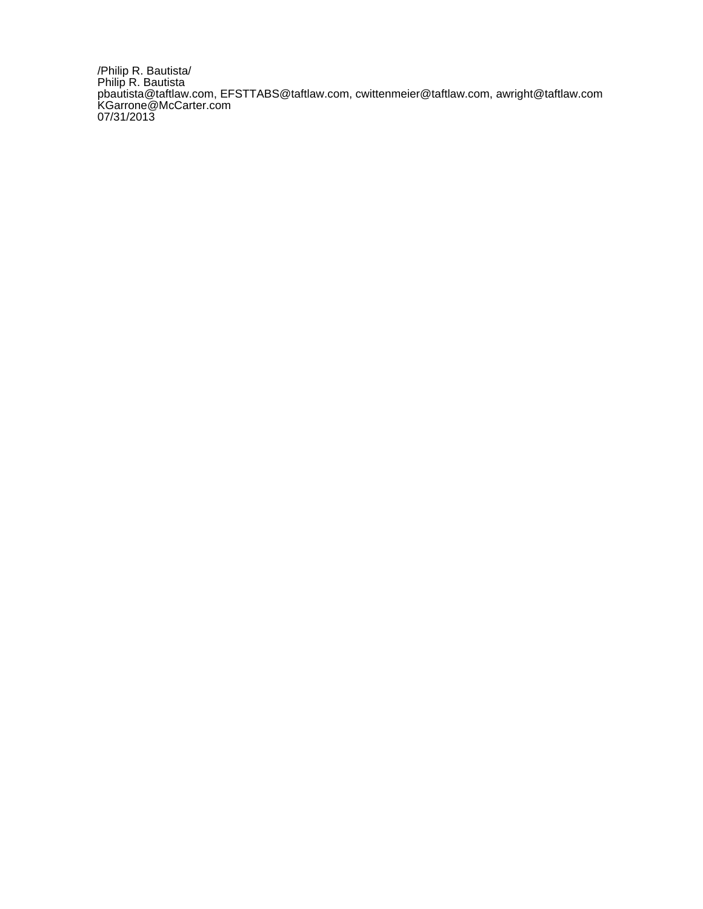/Philip R. Bautista/
Philip R. Bautista
pbautista@taftlaw.com, EFSTTABS@taftlaw.com, cwittenmeier@taftlaw.com, awright@taftlaw.com
KGarrone@McCarter.com
07/31/2013